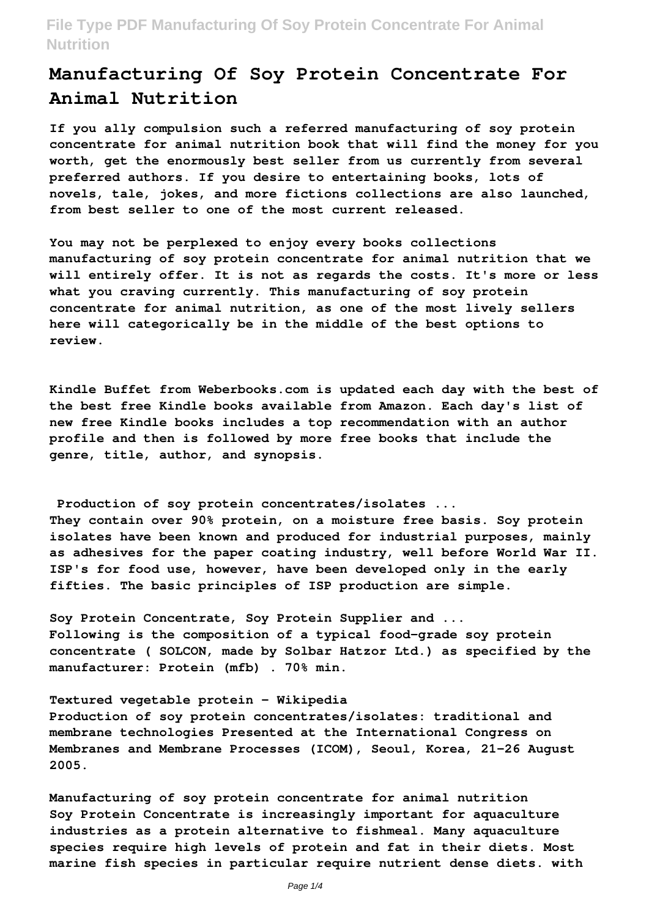# Manufacturing Of Soy Protein Concentrate For Animal Nutrition

**If you ally compulsion such a referred manufacturing of soy protein concentrate for animal nutrition book that will find the money for you worth, get the enormously best seller from us currently from several preferred authors. If you desire to entertaining books, lots of novels, tale, jokes, and more fictions collections are also launched, from best seller to one of the most current released.**

**You may not be perplexed to enjoy every books collections manufacturing of soy protein concentrate for animal nutrition that we will entirely offer. It is not as regards the costs. It's more or less what you craving currently. This manufacturing of soy protein concentrate for animal nutrition, as one of the most lively sellers here will categorically be in the middle of the best options to review.**

**Kindle Buffet from Weberbooks.com is updated each day with the best of the best free Kindle books available from Amazon. Each day's list of new free Kindle books includes a top recommendation with an author profile and then is followed by more free books that include the genre, title, author, and synopsis.**

**Production of soy protein concentrates/isolates ...**

**They contain over 90% protein, on a moisture free basis. Soy protein isolates have been known and produced for industrial purposes, mainly as adhesives for the paper coating industry, well before World War II. ISP's for food use, however, have been developed only in the early fifties. The basic principles of ISP production are simple.**

**Soy Protein Concentrate, Soy Protein Supplier and ...**

**Following is the composition of a typical food-grade soy protein concentrate ( SOLCON, made by Solbar Hatzor Ltd.) as specified by the manufacturer: Protein (mfb) . 70% min.**

**Textured vegetable protein - Wikipedia**

**Production of soy protein concentrates/isolates: traditional and membrane technologies Presented at the International Congress on Membranes and Membrane Processes (ICOM), Seoul, Korea, 21–26 August 2005.**

**Manufacturing of soy protein concentrate for animal nutrition**

**Soy Protein Concentrate is increasingly important for aquaculture industries as a protein alternative to fishmeal. Many aquaculture species require high levels of protein and fat in their diets. Most marine fish species in particular require nutrient dense diets. with**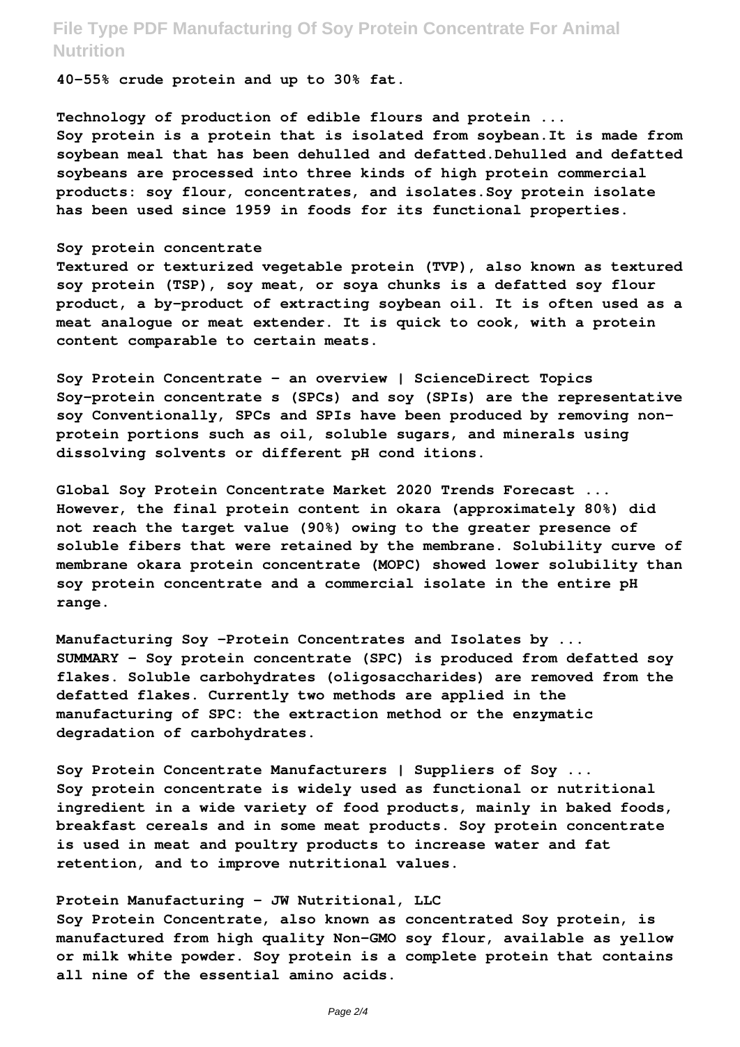**40-55% crude protein and up to 30% fat.**

**Technology of production of edible flours and protein ...**
**Soy protein is a protein that is isolated from soybean.It is made from soybean meal that has been dehulled and defatted.Dehulled and defatted soybeans are processed into three kinds of high protein commercial products: soy flour, concentrates, and isolates.Soy protein isolate has been used since 1959 in foods for its functional properties.**

**Soy protein concentrate**
**Textured or texturized vegetable protein (TVP), also known as textured soy protein (TSP), soy meat, or soya chunks is a defatted soy flour product, a by-product of extracting soybean oil. It is often used as a meat analogue or meat extender. It is quick to cook, with a protein content comparable to certain meats.**

**Soy Protein Concentrate - an overview | ScienceDirect Topics**
**Soy-protein concentrate s (SPCs) and soy (SPIs) are the representative soy Conventionally, SPCs and SPIs have been produced by removing non-protein portions such as oil, soluble sugars, and minerals using dissolving solvents or different pH cond itions.**

**Global Soy Protein Concentrate Market 2020 Trends Forecast ...**
**However, the final protein content in okara (approximately 80%) did not reach the target value (90%) owing to the greater presence of soluble fibers that were retained by the membrane. Solubility curve of membrane okara protein concentrate (MOPC) showed lower solubility than soy protein concentrate and a commercial isolate in the entire pH range.**

**Manufacturing Soy -Protein Concentrates and Isolates by ...**
**SUMMARY - Soy protein concentrate (SPC) is produced from defatted soy flakes. Soluble carbohydrates (oligosaccharides) are removed from the defatted flakes. Currently two methods are applied in the manufacturing of SPC: the extraction method or the enzymatic degradation of carbohydrates.**

**Soy Protein Concentrate Manufacturers | Suppliers of Soy ...**
**Soy protein concentrate is widely used as functional or nutritional ingredient in a wide variety of food products, mainly in baked foods, breakfast cereals and in some meat products. Soy protein concentrate is used in meat and poultry products to increase water and fat retention, and to improve nutritional values.**

**Protein Manufacturing - JW Nutritional, LLC**
**Soy Protein Concentrate, also known as concentrated Soy protein, is manufactured from high quality Non-GMO soy flour, available as yellow or milk white powder. Soy protein is a complete protein that contains all nine of the essential amino acids.**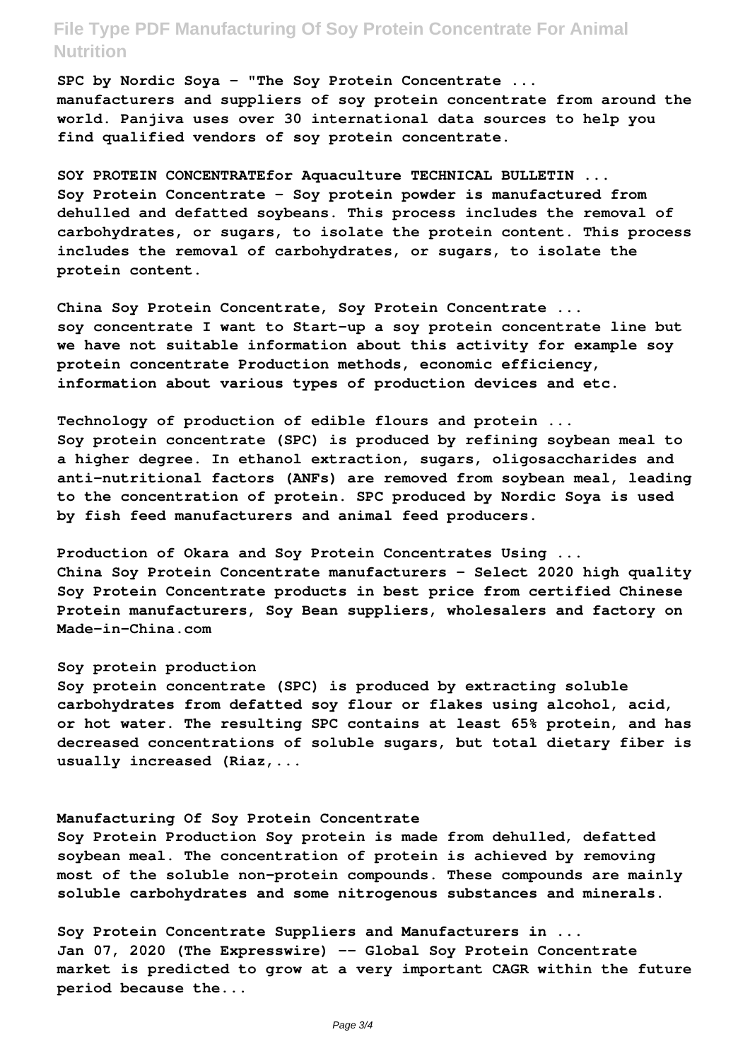**SPC by Nordic Soya - "The Soy Protein Concentrate ...**
**manufacturers and suppliers of soy protein concentrate from around the world. Panjiva uses over 30 international data sources to help you find qualified vendors of soy protein concentrate.**

**SOY PROTEIN CONCENTRATEfor Aquaculture TECHNICAL BULLETIN ...**
**Soy Protein Concentrate – Soy protein powder is manufactured from dehulled and defatted soybeans. This process includes the removal of carbohydrates, or sugars, to isolate the protein content. This process includes the removal of carbohydrates, or sugars, to isolate the protein content.**

**China Soy Protein Concentrate, Soy Protein Concentrate ...**
**soy concentrate I want to Start-up a soy protein concentrate line but we have not suitable information about this activity for example soy protein concentrate Production methods, economic efficiency, information about various types of production devices and etc.**

**Technology of production of edible flours and protein ...**
**Soy protein concentrate (SPC) is produced by refining soybean meal to a higher degree. In ethanol extraction, sugars, oligosaccharides and anti-nutritional factors (ANFs) are removed from soybean meal, leading to the concentration of protein. SPC produced by Nordic Soya is used by fish feed manufacturers and animal feed producers.**

**Production of Okara and Soy Protein Concentrates Using ...**
**China Soy Protein Concentrate manufacturers - Select 2020 high quality Soy Protein Concentrate products in best price from certified Chinese Protein manufacturers, Soy Bean suppliers, wholesalers and factory on Made-in-China.com**

**Soy protein production**
**Soy protein concentrate (SPC) is produced by extracting soluble carbohydrates from defatted soy flour or flakes using alcohol, acid, or hot water. The resulting SPC contains at least 65% protein, and has decreased concentrations of soluble sugars, but total dietary fiber is usually increased (Riaz,...**

**Manufacturing Of Soy Protein Concentrate**
**Soy Protein Production Soy protein is made from dehulled, defatted soybean meal. The concentration of protein is achieved by removing most of the soluble non-protein compounds. These compounds are mainly soluble carbohydrates and some nitrogenous substances and minerals.**

**Soy Protein Concentrate Suppliers and Manufacturers in ...**
**Jan 07, 2020 (The Expresswire) -- Global Soy Protein Concentrate market is predicted to grow at a very important CAGR within the future period because the...**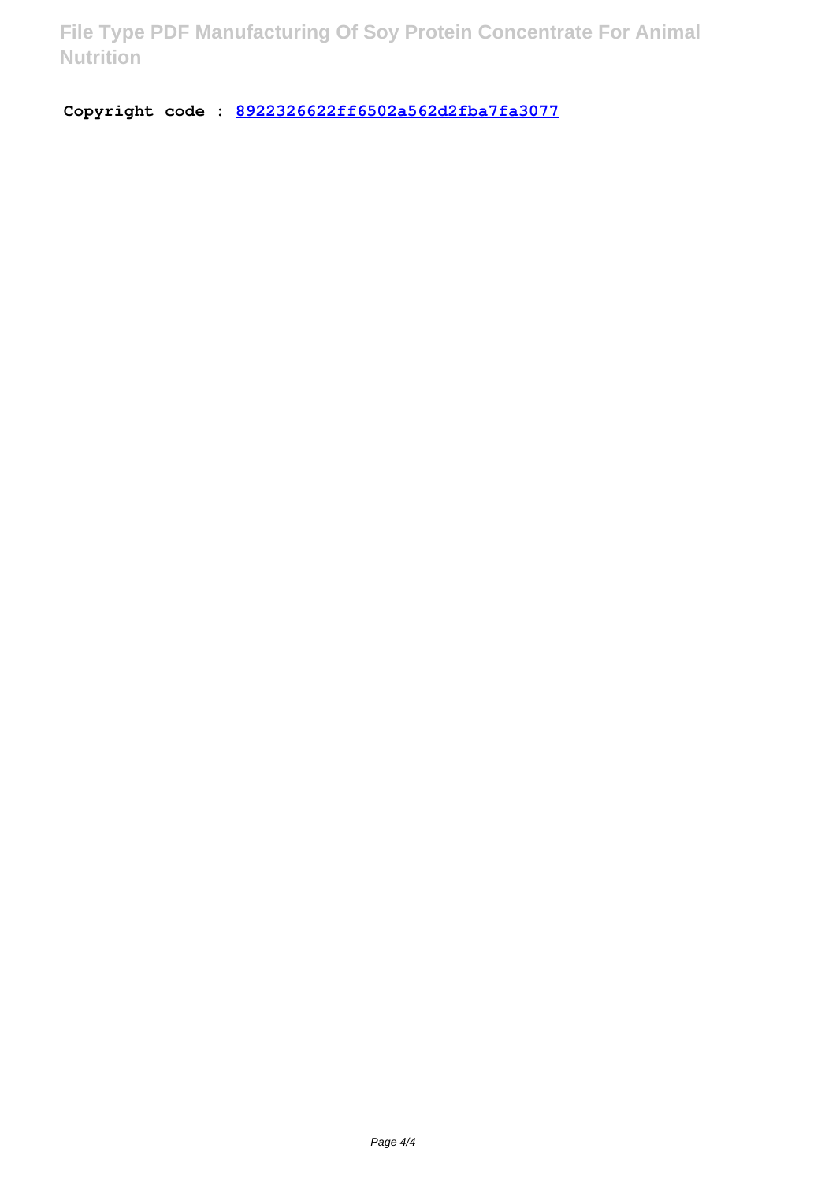**Copyright code : 8922326622ff6502a562d2fba7fa3077**